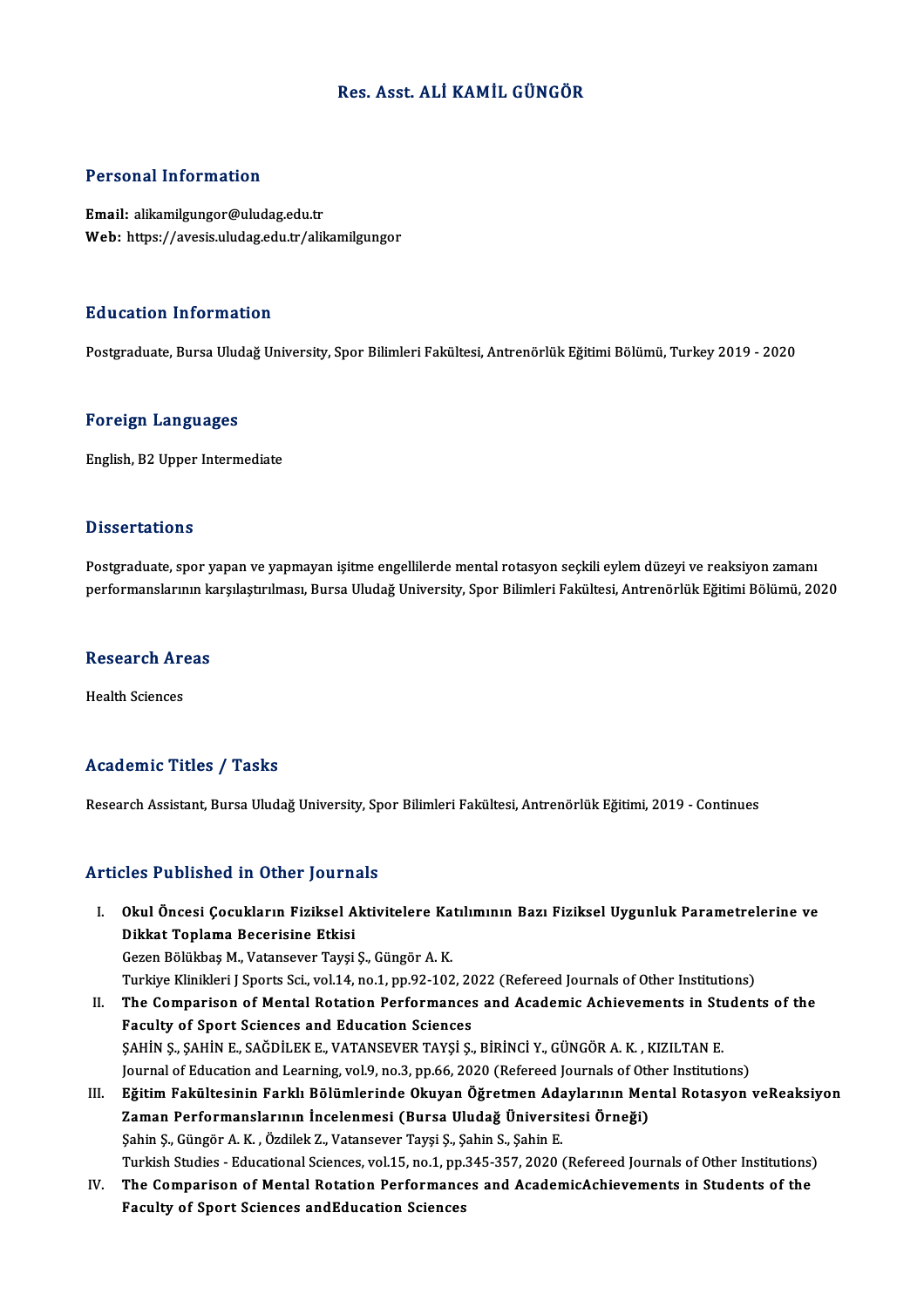# Res. Asst. ALİ KAMİL GÜNGÖR

## Personal Information

**Email:** alikamilgungor@uludag.edu.tr
**Web:** https://avesis.uludag.edu.tr/alikamilgungor

## Education Information

Postgraduate, Bursa Uludağ University, Spor Bilimleri Fakültesi, Antrenörlük Eğitimi Bölümü, Turkey 2019 - 2020

## Foreign Languages

English, B2 Upper Intermediate

## Dissertations

Postgraduate, spor yapan ve yapmayan işitme engellilerde mental rotasyon seçkili eylem düzeyi ve reaksiyon zamanı performanslarının karşılaştırılması, Bursa Uludağ University, Spor Bilimleri Fakültesi, Antrenörlük Eğitimi Bölümü, 2020

## Research Areas

Health Sciences

## Academic Titles / Tasks

Research Assistant, Bursa Uludağ University, Spor Bilimleri Fakültesi, Antrenörlük Eğitimi, 2019 - Continues

## Articles Published in Other Journals

I. **Okul Öncesi Çocukların Fiziksel Aktivitelere Katılımının Bazı Fiziksel Uygunluk Parametrelerine ve Dikkat Toplama Becerisine Etkisi**
Gezen Bölükbaş M., Vatansever Tayşi Ş., Güngör A. K.
Turkiye Klinikleri J Sports Sci., vol.14, no.1, pp.92-102, 2022 (Refereed Journals of Other Institutions)

II. **The Comparison of Mental Rotation Performances and Academic Achievements in Students of the Faculty of Sport Sciences and Education Sciences**
ŞAHİN Ş., ŞAHİN E., SAĞDİLEK E., VATANSEVER TAYŞİ Ş., BİRİNCİ Y., GÜNGÖR A. K. , KIZILTAN E.
Journal of Education and Learning, vol.9, no.3, pp.66, 2020 (Refereed Journals of Other Institutions)

III. **Eğitim Fakültesinin Farklı Bölümlerinde Okuyan Öğretmen Adaylarının Mental Rotasyon veReaksiyon Zaman Performanslarının İncelenmesi (Bursa Uludağ Üniversitesi Örneği)**
Şahin Ş., Güngör A. K. , Özdilek Z., Vatansever Tayşi Ş., Şahin S., Şahin E.
Turkish Studies - Educational Sciences, vol.15, no.1, pp.345-357, 2020 (Refereed Journals of Other Institutions)

IV. **The Comparison of Mental Rotation Performances and AcademicAchievements in Students of the Faculty of Sport Sciences andEducation Sciences**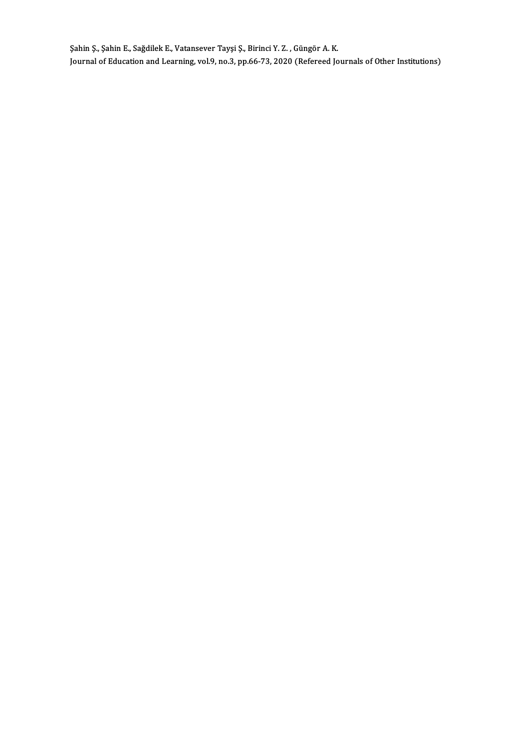Şahin Ş., Şahin E., Sağdilek E., Vatansever Tayşi Ş., Birinci Y. Z. , Güngör A. K.

Journal of Education and Learning, vol.9, no.3, pp.66-73, 2020 (Refereed Journals of Other Institutions)